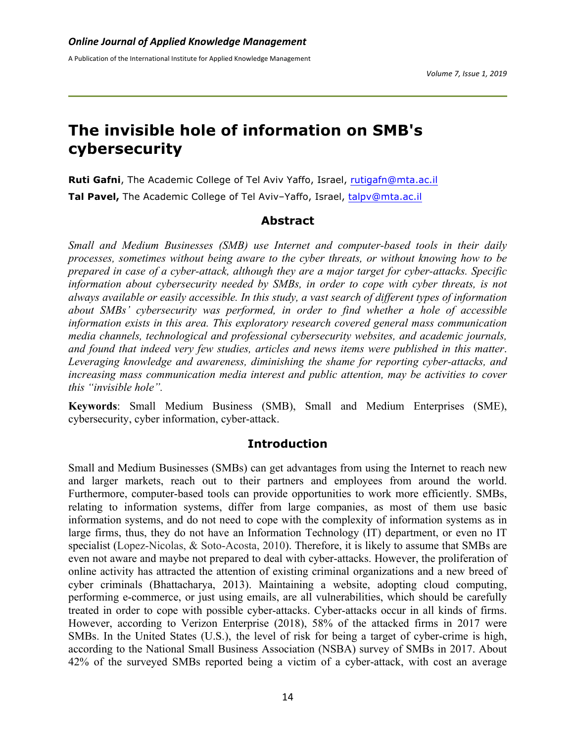# The invisible hole of information on SMB's cybersecurity

**Ruti Gafni**, The Academic College of Tel Aviv Yaffo, Israel, rutigafn@mta.ac.il

**Tal Pavel,** The Academic College of Tel Aviv–Yaffo, Israel, talpv@mta.ac.il

## Abstract

*Small and Medium Businesses (SMB) use Internet and computer-based tools in their daily processes, sometimes without being aware to the cyber threats, or without knowing how to be prepared in case of a cyber-attack, although they are a major target for cyber-attacks. Specific information about cybersecurity needed by SMBs, in order to cope with cyber threats, is not always available or easily accessible. In this study, a vast search of different types of information about SMBs' cybersecurity was performed, in order to find whether a hole of accessible information exists in this area. This exploratory research covered general mass communication media channels, technological and professional cybersecurity websites, and academic journals, and found that indeed very few studies, articles and news items were published in this matter. Leveraging knowledge and awareness, diminishing the shame for reporting cyber-attacks, and increasing mass communication media interest and public attention, may be activities to cover this "invisible hole".*

**Keywords**: Small Medium Business (SMB), Small and Medium Enterprises (SME), cybersecurity, cyber information, cyber-attack.

## Introduction

Small and Medium Businesses (SMBs) can get advantages from using the Internet to reach new and larger markets, reach out to their partners and employees from around the world. Furthermore, computer-based tools can provide opportunities to work more efficiently. SMBs, relating to information systems, differ from large companies, as most of them use basic information systems, and do not need to cope with the complexity of information systems as in large firms, thus, they do not have an Information Technology (IT) department, or even no IT specialist (Lopez-Nicolas, & Soto-Acosta, 2010). Therefore, it is likely to assume that SMBs are even not aware and maybe not prepared to deal with cyber-attacks. However, the proliferation of online activity has attracted the attention of existing criminal organizations and a new breed of cyber criminals (Bhattacharya, 2013). Maintaining a website, adopting cloud computing, performing e-commerce, or just using emails, are all vulnerabilities, which should be carefully treated in order to cope with possible cyber-attacks. Cyber-attacks occur in all kinds of firms. However, according to Verizon Enterprise (2018), 58% of the attacked firms in 2017 were SMBs. In the United States (U.S.), the level of risk for being a target of cyber-crime is high, according to the National Small Business Association (NSBA) survey of SMBs in 2017. About 42% of the surveyed SMBs reported being a victim of a cyber-attack, with cost an average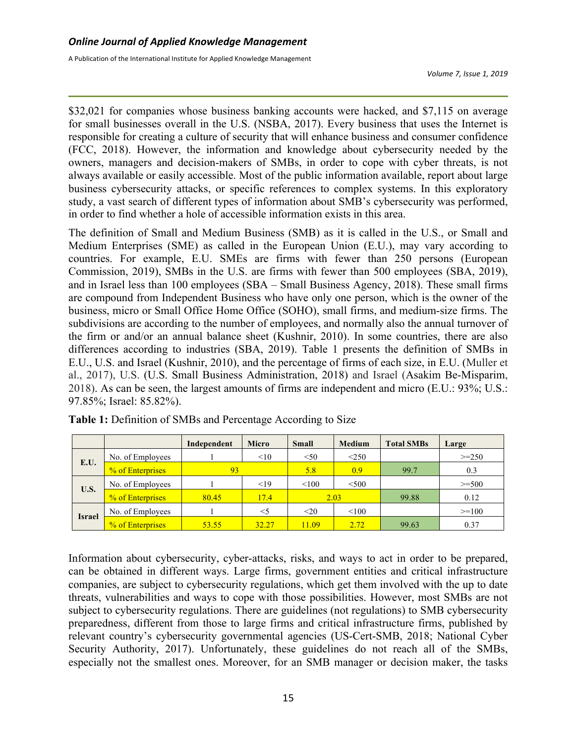$32,021 for companies whose business banking accounts were hacked, and $7,115 on average for small businesses overall in the U.S. (NSBA, 2017). Every business that uses the Internet is responsible for creating a culture of security that will enhance business and consumer confidence (FCC, 2018). However, the information and knowledge about cybersecurity needed by the owners, managers and decision-makers of SMBs, in order to cope with cyber threats, is not always available or easily accessible. Most of the public information available, report about large business cybersecurity attacks, or specific references to complex systems. In this exploratory study, a vast search of different types of information about SMB's cybersecurity was performed, in order to find whether a hole of accessible information exists in this area.

The definition of Small and Medium Business (SMB) as it is called in the U.S., or Small and Medium Enterprises (SME) as called in the European Union (E.U.), may vary according to countries. For example, E.U. SMEs are firms with fewer than 250 persons (European Commission, 2019), SMBs in the U.S. are firms with fewer than 500 employees (SBA, 2019), and in Israel less than 100 employees (SBA – Small Business Agency, 2018). These small firms are compound from Independent Business who have only one person, which is the owner of the business, micro or Small Office Home Office (SOHO), small firms, and medium-size firms. The subdivisions are according to the number of employees, and normally also the annual turnover of the firm or and/or an annual balance sheet (Kushnir, 2010). In some countries, there are also differences according to industries (SBA, 2019). Table 1 presents the definition of SMBs in E.U., U.S. and Israel (Kushnir, 2010), and the percentage of firms of each size, in E.U. (Muller et al., 2017), U.S. (U.S. Small Business Administration, 2018) and Israel (Asakim Be-Misparim, 2018). As can be seen, the largest amounts of firms are independent and micro (E.U.: 93%; U.S.: 97.85%; Israel: 85.82%).

**Table 1:** Definition of SMBs and Percentage According to Size

| | | Independent | Micro | Small | Medium | Total SMBs | Large |
|---|---|---|---|---|---|---|---|
| E.U. | No. of Employees | 1 | <10 | <50 | <250 | | >=250 |
| | % of Enterprises | 93 | | 5.8 | 0.9 | 99.7 | 0.3 |
| U.S. | No. of Employees | 1 | <19 | <100 | <500 | | >=500 |
| | % of Enterprises | 80.45 | 17.4 | 2.03 | | 99.88 | 0.12 |
| Israel | No. of Employees | 1 | <5 | <20 | <100 | | >=100 |
| | % of Enterprises | 53.55 | 32.27 | 11.09 | 2.72 | 99.63 | 0.37 |

Information about cybersecurity, cyber-attacks, risks, and ways to act in order to be prepared, can be obtained in different ways. Large firms, government entities and critical infrastructure companies, are subject to cybersecurity regulations, which get them involved with the up to date threats, vulnerabilities and ways to cope with those possibilities. However, most SMBs are not subject to cybersecurity regulations. There are guidelines (not regulations) to SMB cybersecurity preparedness, different from those to large firms and critical infrastructure firms, published by relevant country's cybersecurity governmental agencies (US-Cert-SMB, 2018; National Cyber Security Authority, 2017). Unfortunately, these guidelines do not reach all of the SMBs, especially not the smallest ones. Moreover, for an SMB manager or decision maker, the tasks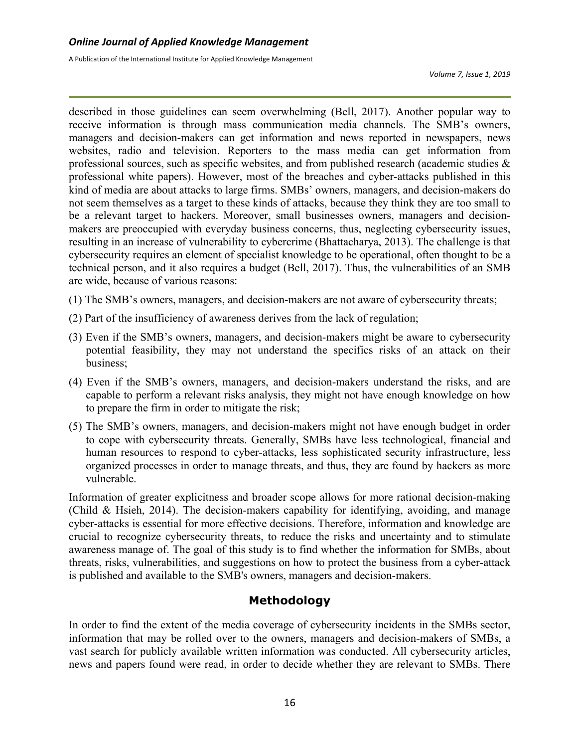described in those guidelines can seem overwhelming (Bell, 2017). Another popular way to receive information is through mass communication media channels. The SMB's owners, managers and decision-makers can get information and news reported in newspapers, news websites, radio and television. Reporters to the mass media can get information from professional sources, such as specific websites, and from published research (academic studies & professional white papers). However, most of the breaches and cyber-attacks published in this kind of media are about attacks to large firms. SMBs' owners, managers, and decision-makers do not seem themselves as a target to these kinds of attacks, because they think they are too small to be a relevant target to hackers. Moreover, small businesses owners, managers and decision-makers are preoccupied with everyday business concerns, thus, neglecting cybersecurity issues, resulting in an increase of vulnerability to cybercrime (Bhattacharya, 2013). The challenge is that cybersecurity requires an element of specialist knowledge to be operational, often thought to be a technical person, and it also requires a budget (Bell, 2017). Thus, the vulnerabilities of an SMB are wide, because of various reasons:

(1) The SMB's owners, managers, and decision-makers are not aware of cybersecurity threats;

(2) Part of the insufficiency of awareness derives from the lack of regulation;

(3) Even if the SMB's owners, managers, and decision-makers might be aware to cybersecurity potential feasibility, they may not understand the specifics risks of an attack on their business;

(4) Even if the SMB's owners, managers, and decision-makers understand the risks, and are capable to perform a relevant risks analysis, they might not have enough knowledge on how to prepare the firm in order to mitigate the risk;

(5) The SMB's owners, managers, and decision-makers might not have enough budget in order to cope with cybersecurity threats. Generally, SMBs have less technological, financial and human resources to respond to cyber-attacks, less sophisticated security infrastructure, less organized processes in order to manage threats, and thus, they are found by hackers as more vulnerable.

Information of greater explicitness and broader scope allows for more rational decision-making (Child & Hsieh, 2014). The decision-makers capability for identifying, avoiding, and manage cyber-attacks is essential for more effective decisions. Therefore, information and knowledge are crucial to recognize cybersecurity threats, to reduce the risks and uncertainty and to stimulate awareness manage of. The goal of this study is to find whether the information for SMBs, about threats, risks, vulnerabilities, and suggestions on how to protect the business from a cyber-attack is published and available to the SMB's owners, managers and decision-makers.

## Methodology

In order to find the extent of the media coverage of cybersecurity incidents in the SMBs sector, information that may be rolled over to the owners, managers and decision-makers of SMBs, a vast search for publicly available written information was conducted. All cybersecurity articles, news and papers found were read, in order to decide whether they are relevant to SMBs. There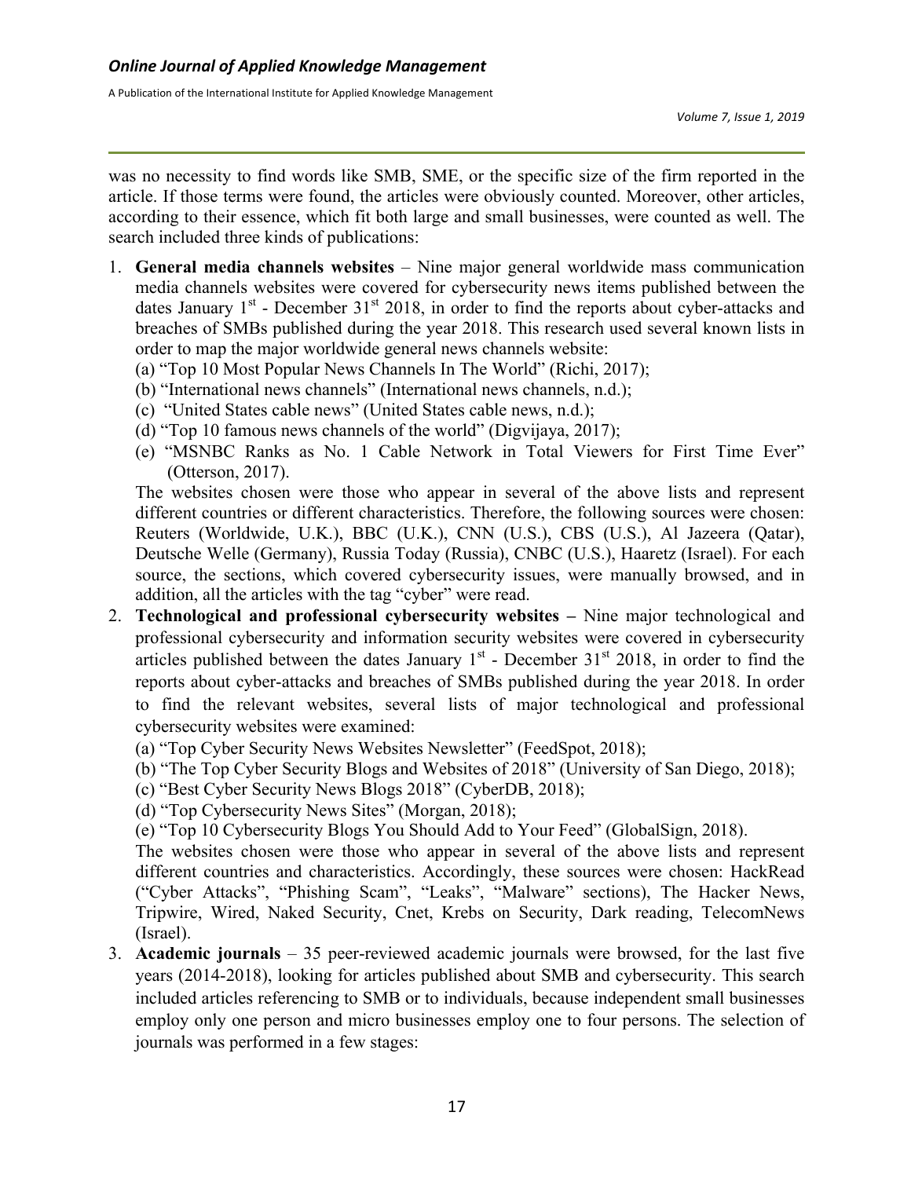was no necessity to find words like SMB, SME, or the specific size of the firm reported in the article. If those terms were found, the articles were obviously counted. Moreover, other articles, according to their essence, which fit both large and small businesses, were counted as well. The search included three kinds of publications:

1. **General media channels websites** – Nine major general worldwide mass communication media channels websites were covered for cybersecurity news items published between the dates January 1st - December 31st 2018, in order to find the reports about cyber-attacks and breaches of SMBs published during the year 2018. This research used several known lists in order to map the major worldwide general news channels website:
   (a) "Top 10 Most Popular News Channels In The World" (Richi, 2017);
   (b) "International news channels" (International news channels, n.d.);
   (c) "United States cable news" (United States cable news, n.d.);
   (d) "Top 10 famous news channels of the world" (Digvijaya, 2017);
   (e) "MSNBC Ranks as No. 1 Cable Network in Total Viewers for First Time Ever" (Otterson, 2017).

   The websites chosen were those who appear in several of the above lists and represent different countries or different characteristics. Therefore, the following sources were chosen: Reuters (Worldwide, U.K.), BBC (U.K.), CNN (U.S.), CBS (U.S.), Al Jazeera (Qatar), Deutsche Welle (Germany), Russia Today (Russia), CNBC (U.S.), Haaretz (Israel). For each source, the sections, which covered cybersecurity issues, were manually browsed, and in addition, all the articles with the tag "cyber" were read.
2. **Technological and professional cybersecurity websites –** Nine major technological and professional cybersecurity and information security websites were covered in cybersecurity articles published between the dates January 1st - December 31st 2018, in order to find the reports about cyber-attacks and breaches of SMBs published during the year 2018. In order to find the relevant websites, several lists of major technological and professional cybersecurity websites were examined:
   (a) "Top Cyber Security News Websites Newsletter" (FeedSpot, 2018);
   (b) "The Top Cyber Security Blogs and Websites of 2018" (University of San Diego, 2018);
   (c) "Best Cyber Security News Blogs 2018" (CyberDB, 2018);
   (d) "Top Cybersecurity News Sites" (Morgan, 2018);
   (e) "Top 10 Cybersecurity Blogs You Should Add to Your Feed" (GlobalSign, 2018).

   The websites chosen were those who appear in several of the above lists and represent different countries and characteristics. Accordingly, these sources were chosen: HackRead ("Cyber Attacks", "Phishing Scam", "Leaks", "Malware" sections), The Hacker News, Tripwire, Wired, Naked Security, Cnet, Krebs on Security, Dark reading, TelecomNews (Israel).
3. **Academic journals** – 35 peer-reviewed academic journals were browsed, for the last five years (2014-2018), looking for articles published about SMB and cybersecurity. This search included articles referencing to SMB or to individuals, because independent small businesses employ only one person and micro businesses employ one to four persons. The selection of journals was performed in a few stages: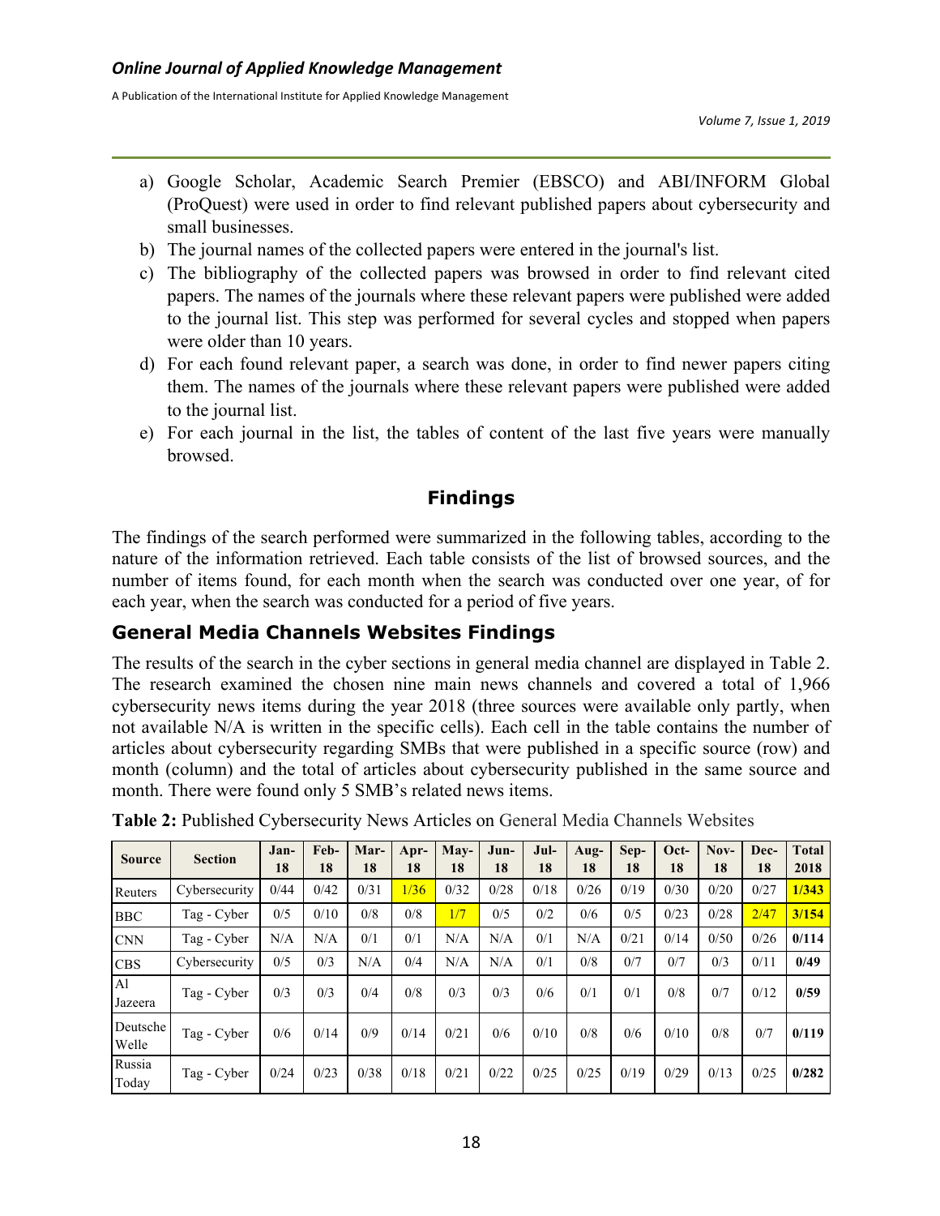a) Google Scholar, Academic Search Premier (EBSCO) and ABI/INFORM Global (ProQuest) were used in order to find relevant published papers about cybersecurity and small businesses.
b) The journal names of the collected papers were entered in the journal's list.
c) The bibliography of the collected papers was browsed in order to find relevant cited papers. The names of the journals where these relevant papers were published were added to the journal list. This step was performed for several cycles and stopped when papers were older than 10 years.
d) For each found relevant paper, a search was done, in order to find newer papers citing them. The names of the journals where these relevant papers were published were added to the journal list.
e) For each journal in the list, the tables of content of the last five years were manually browsed.

## Findings

The findings of the search performed were summarized in the following tables, according to the nature of the information retrieved. Each table consists of the list of browsed sources, and the number of items found, for each month when the search was conducted over one year, of for each year, when the search was conducted for a period of five years.

### General Media Channels Websites Findings

The results of the search in the cyber sections in general media channel are displayed in Table 2. The research examined the chosen nine main news channels and covered a total of 1,966 cybersecurity news items during the year 2018 (three sources were available only partly, when not available N/A is written in the specific cells). Each cell in the table contains the number of articles about cybersecurity regarding SMBs that were published in a specific source (row) and month (column) and the total of articles about cybersecurity published in the same source and month. There were found only 5 SMB's related news items.

**Table 2:** Published Cybersecurity News Articles on General Media Channels Websites

| Source | Section | Jan-18 | Feb-18 | Mar-18 | Apr-18 | May-18 | Jun-18 | Jul-18 | Aug-18 | Sep-18 | Oct-18 | Nov-18 | Dec-18 | Total 2018 |
|---|---|---|---|---|---|---|---|---|---|---|---|---|---|---|
| Reuters | Cybersecurity | 0/44 | 0/42 | 0/31 | 1/36 | 0/32 | 0/28 | 0/18 | 0/26 | 0/19 | 0/30 | 0/20 | 0/27 | **1/343** |
| BBC | Tag - Cyber | 0/5 | 0/10 | 0/8 | 0/8 | 1/7 | 0/5 | 0/2 | 0/6 | 0/5 | 0/23 | 0/28 | 2/47 | **3/154** |
| CNN | Tag - Cyber | N/A | N/A | 0/1 | 0/1 | N/A | N/A | 0/1 | N/A | 0/21 | 0/14 | 0/50 | 0/26 | **0/114** |
| CBS | Cybersecurity | 0/5 | 0/3 | N/A | 0/4 | N/A | N/A | 0/1 | 0/8 | 0/7 | 0/7 | 0/3 | 0/11 | **0/49** |
| Al Jazeera | Tag - Cyber | 0/3 | 0/3 | 0/4 | 0/8 | 0/3 | 0/3 | 0/6 | 0/1 | 0/1 | 0/8 | 0/7 | 0/12 | **0/59** |
| Deutsche Welle | Tag - Cyber | 0/6 | 0/14 | 0/9 | 0/14 | 0/21 | 0/6 | 0/10 | 0/8 | 0/6 | 0/10 | 0/8 | 0/7 | **0/119** |
| Russia Today | Tag - Cyber | 0/24 | 0/23 | 0/38 | 0/18 | 0/21 | 0/22 | 0/25 | 0/25 | 0/19 | 0/29 | 0/13 | 0/25 | **0/282** |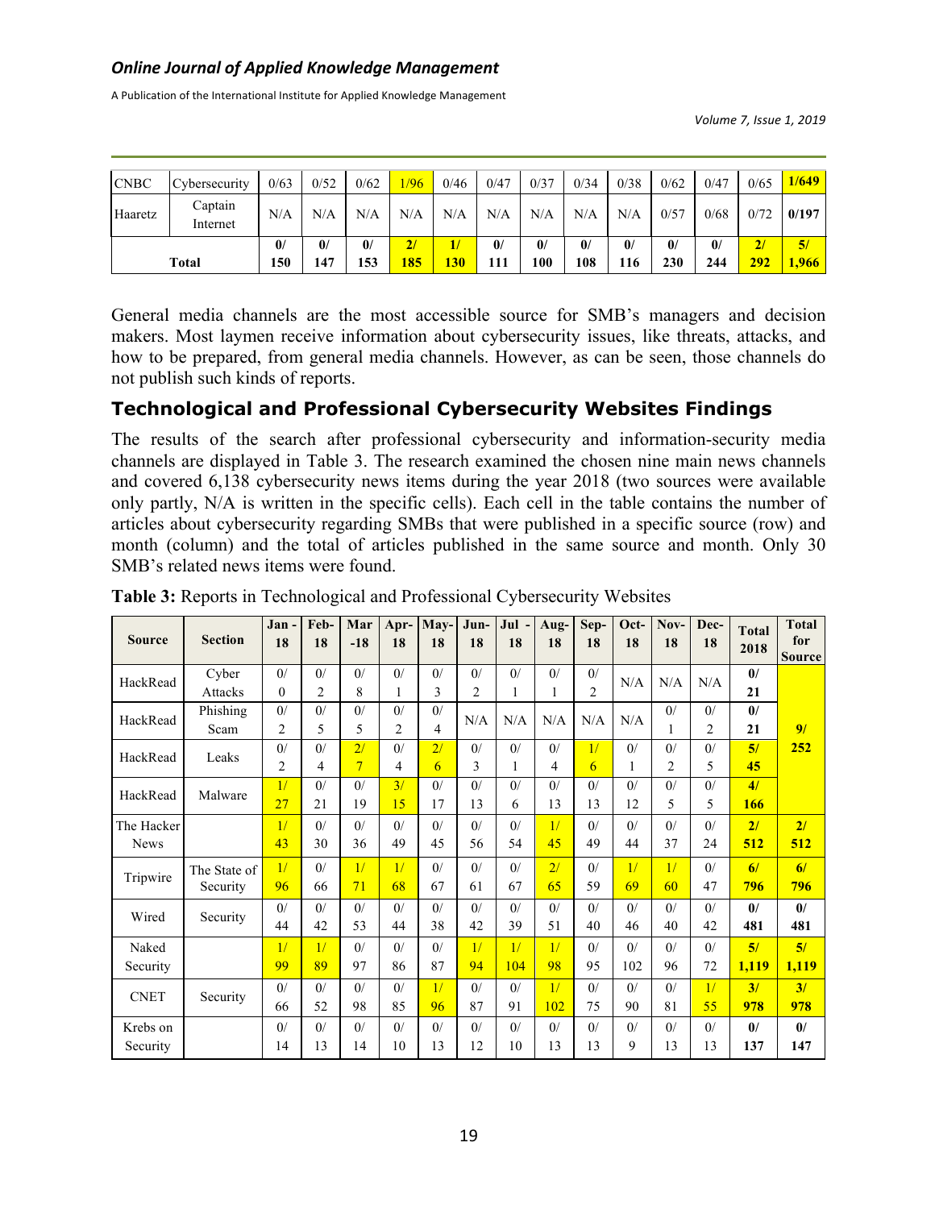| CNBC | Cybersecurity | 0/63 | 0/52 | 0/62 | 1/96 | 0/46 | 0/47 | 0/37 | 0/34 | 0/38 | 0/62 | 0/47 | 0/65 | 1/649 |
|---|---|---|---|---|---|---|---|---|---|---|---|---|---|---|
| Haaretz | Captain Internet | N/A | N/A | N/A | N/A | N/A | N/A | N/A | N/A | N/A | 0/57 | 0/68 | 0/72 | 0/197 |
| **Total** | | **0/ 150** | **0/ 147** | **0/ 153** | **2/ 185** | **1/ 130** | **0/ 111** | **0/ 100** | **0/ 108** | **0/ 116** | **0/ 230** | **0/ 244** | **2/ 292** | **5/ 1,966** |

General media channels are the most accessible source for SMB's managers and decision makers. Most laymen receive information about cybersecurity issues, like threats, attacks, and how to be prepared, from general media channels. However, as can be seen, those channels do not publish such kinds of reports.

## Technological and Professional Cybersecurity Websites Findings

The results of the search after professional cybersecurity and information-security media channels are displayed in Table 3. The research examined the chosen nine main news channels and covered 6,138 cybersecurity news items during the year 2018 (two sources were available only partly, N/A is written in the specific cells). Each cell in the table contains the number of articles about cybersecurity regarding SMBs that were published in a specific source (row) and month (column) and the total of articles published in the same source and month. Only 30 SMB's related news items were found.

**Table 3:** Reports in Technological and Professional Cybersecurity Websites

| Source | Section | Jan - 18 | Feb-18 | Mar -18 | Apr-18 | May-18 | Jun-18 | Jul - 18 | Aug-18 | Sep-18 | Oct-18 | Nov-18 | Dec-18 | Total 2018 | Total for Source |
|---|---|---|---|---|---|---|---|---|---|---|---|---|---|---|---|
| HackRead | Cyber Attacks | 0/ 0 | 0/ 2 | 0/ 8 | 0/ 1 | 0/ 3 | 0/ 2 | 0/ 1 | 0/ 1 | 0/ 2 | N/A | N/A | N/A | **0/ 21** | **9/ 252** |
| HackRead | Phishing Scam | 0/ 2 | 0/ 5 | 0/ 5 | 0/ 2 | 0/ 4 | N/A | N/A | N/A | N/A | N/A | 0/ 1 | 0/ 2 | **0/ 21** | |
| HackRead | Leaks | 0/ 2 | 0/ 4 | 2/ 7 | 0/ 4 | 2/ 6 | 0/ 3 | 0/ 1 | 0/ 4 | 1/ 6 | 0/ 1 | 0/ 2 | 0/ 5 | **5/ 45** | |
| HackRead | Malware | 1/ 27 | 0/ 21 | 0/ 19 | 3/ 15 | 0/ 17 | 0/ 13 | 0/ 6 | 0/ 13 | 0/ 13 | 0/ 12 | 0/ 5 | 0/ 5 | **4/ 166** | |
| The Hacker News | | 1/ 43 | 0/ 30 | 0/ 36 | 0/ 49 | 0/ 45 | 0/ 56 | 0/ 54 | 1/ 45 | 0/ 49 | 0/ 44 | 0/ 37 | 0/ 24 | **2/ 512** | **2/ 512** |
| Tripwire | The State of Security | 1/ 96 | 0/ 66 | 1/ 71 | 1/ 68 | 0/ 67 | 0/ 61 | 0/ 67 | 2/ 65 | 0/ 59 | 1/ 69 | 1/ 60 | 0/ 47 | **6/ 796** | **6/ 796** |
| Wired | Security | 0/ 44 | 0/ 42 | 0/ 53 | 0/ 44 | 0/ 38 | 0/ 42 | 0/ 39 | 0/ 51 | 0/ 40 | 0/ 46 | 0/ 40 | 0/ 42 | **0/ 481** | **0/ 481** |
| Naked Security | | 1/ 99 | 1/ 89 | 0/ 97 | 0/ 86 | 0/ 87 | 1/ 94 | 1/ 104 | 1/ 98 | 0/ 95 | 0/ 102 | 0/ 96 | 0/ 72 | **5/ 1,119** | **5/ 1,119** |
| CNET | Security | 0/ 66 | 0/ 52 | 0/ 98 | 0/ 85 | 1/ 96 | 0/ 87 | 0/ 91 | 1/ 102 | 0/ 75 | 0/ 90 | 0/ 81 | 1/ 55 | **3/ 978** | **3/ 978** |
| Krebs on Security | | 0/ 14 | 0/ 13 | 0/ 14 | 0/ 10 | 0/ 13 | 0/ 12 | 0/ 10 | 0/ 13 | 0/ 13 | 0/ 9 | 0/ 13 | 0/ 13 | **0/ 137** | **0/ 147** |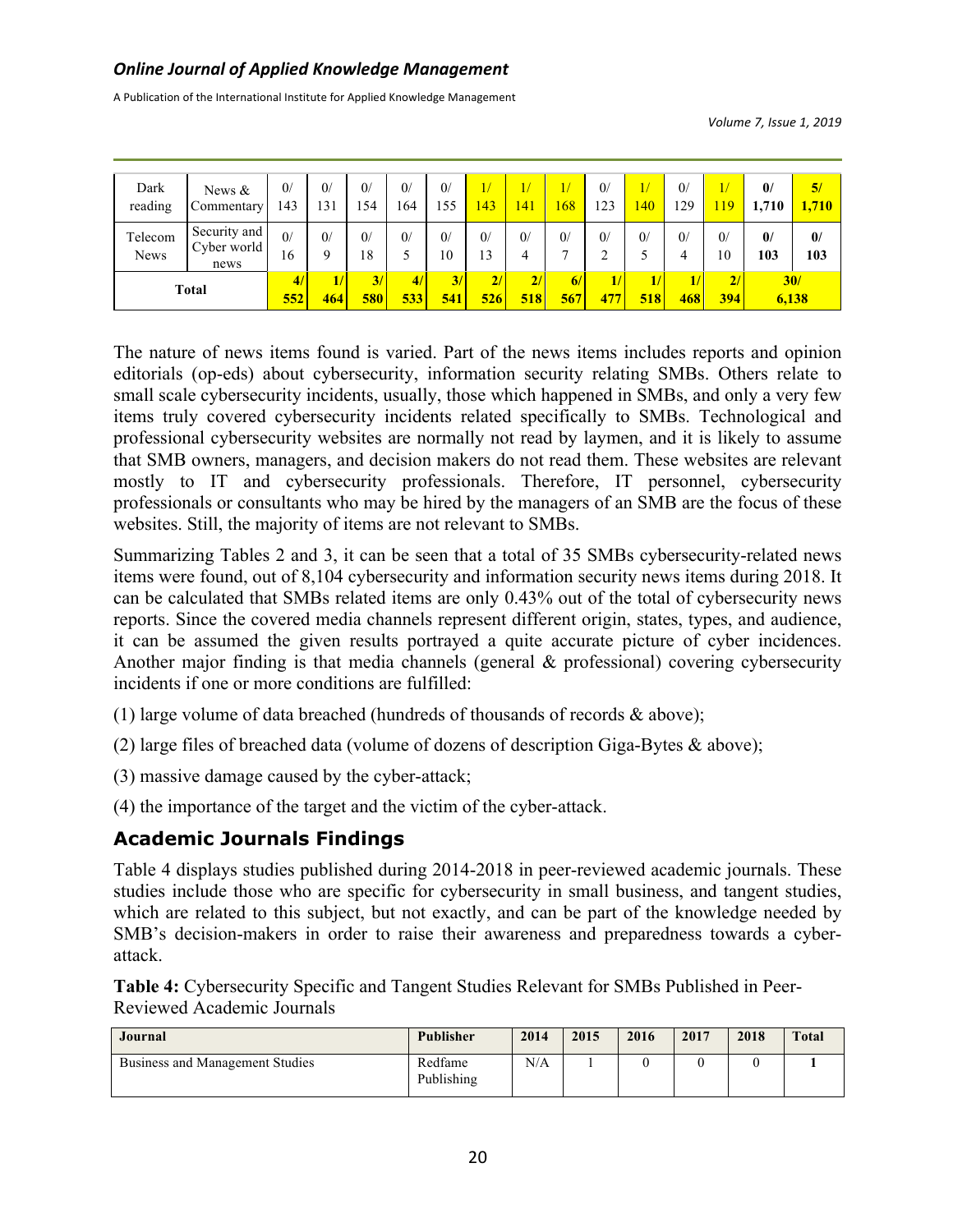| Dark reading | News & Commentary | 0/ 143 | 0/ 131 | 0/ 154 | 0/ 164 | 0/ 155 | 1/ 143 | 1/ 141 | 1/ 168 | 0/ 123 | 1/ 140 | 0/ 129 | 1/ 119 | **0/ 1,710** | **5/ 1,710** |
|---|---|---|---|---|---|---|---|---|---|---|---|---|---|---|---|
| Telecom News | Security and Cyber world news | 0/ 16 | 0/ 9 | 0/ 18 | 0/ 5 | 0/ 10 | 0/ 13 | 0/ 4 | 0/ 7 | 0/ 2 | 0/ 5 | 0/ 4 | 0/ 10 | **0/ 103** | **0/ 103** |
| **Total** | | **4/ 552** | **1/ 464** | **3/ 580** | **4/ 533** | **3/ 541** | **2/ 526** | **2/ 518** | **6/ 567** | **1/ 477** | **1/ 518** | **1/ 468** | **2/ 394** | **30/ 6,138** | |

The nature of news items found is varied. Part of the news items includes reports and opinion editorials (op-eds) about cybersecurity, information security relating SMBs. Others relate to small scale cybersecurity incidents, usually, those which happened in SMBs, and only a very few items truly covered cybersecurity incidents related specifically to SMBs. Technological and professional cybersecurity websites are normally not read by laymen, and it is likely to assume that SMB owners, managers, and decision makers do not read them. These websites are relevant mostly to IT and cybersecurity professionals. Therefore, IT personnel, cybersecurity professionals or consultants who may be hired by the managers of an SMB are the focus of these websites. Still, the majority of items are not relevant to SMBs.

Summarizing Tables 2 and 3, it can be seen that a total of 35 SMBs cybersecurity-related news items were found, out of 8,104 cybersecurity and information security news items during 2018. It can be calculated that SMBs related items are only 0.43% out of the total of cybersecurity news reports. Since the covered media channels represent different origin, states, types, and audience, it can be assumed the given results portrayed a quite accurate picture of cyber incidences. Another major finding is that media channels (general & professional) covering cybersecurity incidents if one or more conditions are fulfilled:

(1) large volume of data breached (hundreds of thousands of records & above);

(2) large files of breached data (volume of dozens of description Giga-Bytes & above);

(3) massive damage caused by the cyber-attack;

(4) the importance of the target and the victim of the cyber-attack.

## Academic Journals Findings

Table 4 displays studies published during 2014-2018 in peer-reviewed academic journals. These studies include those who are specific for cybersecurity in small business, and tangent studies, which are related to this subject, but not exactly, and can be part of the knowledge needed by SMB's decision-makers in order to raise their awareness and preparedness towards a cyber-attack.

**Table 4:** Cybersecurity Specific and Tangent Studies Relevant for SMBs Published in Peer-Reviewed Academic Journals

| Journal | Publisher | 2014 | 2015 | 2016 | 2017 | 2018 | Total |
|---|---|---|---|---|---|---|---|
| Business and Management Studies | Redfame Publishing | N/A | 1 | 0 | 0 | 0 | 1 |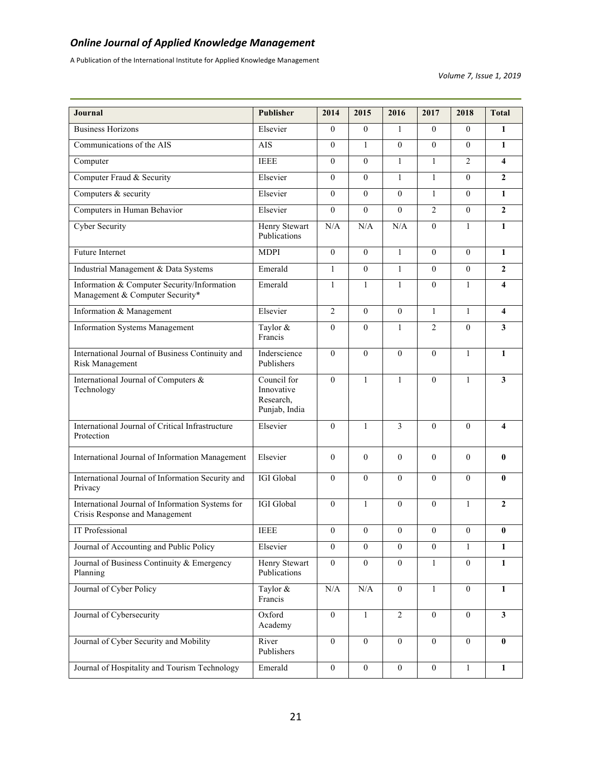| Journal | Publisher | 2014 | 2015 | 2016 | 2017 | 2018 | Total |
|---|---|---|---|---|---|---|---|
| Business Horizons | Elsevier | 0 | 0 | 1 | 0 | 0 | **1** |
| Communications of the AIS | AIS | 0 | 1 | 0 | 0 | 0 | **1** |
| Computer | IEEE | 0 | 0 | 1 | 1 | 2 | **4** |
| Computer Fraud & Security | Elsevier | 0 | 0 | 1 | 1 | 0 | **2** |
| Computers & security | Elsevier | 0 | 0 | 0 | 1 | 0 | **1** |
| Computers in Human Behavior | Elsevier | 0 | 0 | 0 | 2 | 0 | **2** |
| Cyber Security | Henry Stewart Publications | N/A | N/A | N/A | 0 | 1 | **1** |
| Future Internet | MDPI | 0 | 0 | 1 | 0 | 0 | **1** |
| Industrial Management & Data Systems | Emerald | 1 | 0 | 1 | 0 | 0 | **2** |
| Information & Computer Security/Information Management & Computer Security* | Emerald | 1 | 1 | 1 | 0 | 1 | **4** |
| Information & Management | Elsevier | 2 | 0 | 0 | 1 | 1 | **4** |
| Information Systems Management | Taylor & Francis | 0 | 0 | 1 | 2 | 0 | **3** |
| International Journal of Business Continuity and Risk Management | Inderscience Publishers | 0 | 0 | 0 | 0 | 1 | **1** |
| International Journal of Computers & Technology | Council for Innovative Research, Punjab, India | 0 | 1 | 1 | 0 | 1 | **3** |
| International Journal of Critical Infrastructure Protection | Elsevier | 0 | 1 | 3 | 0 | 0 | **4** |
| International Journal of Information Management | Elsevier | 0 | 0 | 0 | 0 | 0 | **0** |
| International Journal of Information Security and Privacy | IGI Global | 0 | 0 | 0 | 0 | 0 | **0** |
| International Journal of Information Systems for Crisis Response and Management | IGI Global | 0 | 1 | 0 | 0 | 1 | **2** |
| IT Professional | IEEE | 0 | 0 | 0 | 0 | 0 | **0** |
| Journal of Accounting and Public Policy | Elsevier | 0 | 0 | 0 | 0 | 1 | **1** |
| Journal of Business Continuity & Emergency Planning | Henry Stewart Publications | 0 | 0 | 0 | 1 | 0 | **1** |
| Journal of Cyber Policy | Taylor & Francis | N/A | N/A | 0 | 1 | 0 | **1** |
| Journal of Cybersecurity | Oxford Academy | 0 | 1 | 2 | 0 | 0 | **3** |
| Journal of Cyber Security and Mobility | River Publishers | 0 | 0 | 0 | 0 | 0 | **0** |
| Journal of Hospitality and Tourism Technology | Emerald | 0 | 0 | 0 | 0 | 1 | **1** |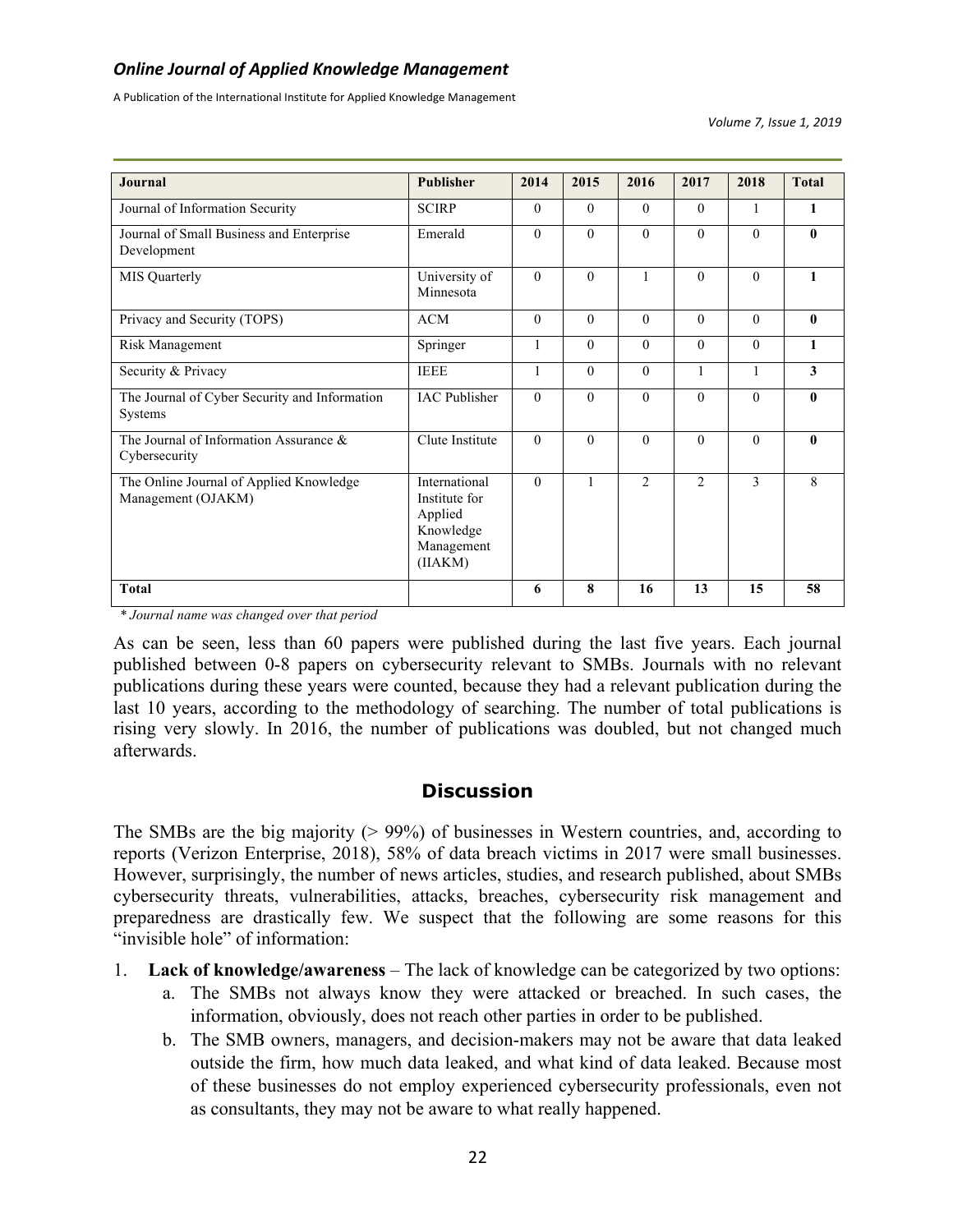| Journal | Publisher | 2014 | 2015 | 2016 | 2017 | 2018 | Total |
|---|---|---|---|---|---|---|---|
| Journal of Information Security | SCIRP | 0 | 0 | 0 | 0 | 1 | **1** |
| Journal of Small Business and Enterprise Development | Emerald | 0 | 0 | 0 | 0 | 0 | **0** |
| MIS Quarterly | University of Minnesota | 0 | 0 | 1 | 0 | 0 | **1** |
| Privacy and Security (TOPS) | ACM | 0 | 0 | 0 | 0 | 0 | **0** |
| Risk Management | Springer | 1 | 0 | 0 | 0 | 0 | **1** |
| Security & Privacy | IEEE | 1 | 0 | 0 | 1 | 1 | **3** |
| The Journal of Cyber Security and Information Systems | IAC Publisher | 0 | 0 | 0 | 0 | 0 | **0** |
| The Journal of Information Assurance & Cybersecurity | Clute Institute | 0 | 0 | 0 | 0 | 0 | **0** |
| The Online Journal of Applied Knowledge Management (OJAKM) | International Institute for Applied Knowledge Management (IIAKM) | 0 | 1 | 2 | 2 | 3 | 8 |
| **Total** | | **6** | **8** | **16** | **13** | **15** | **58** |

*\* Journal name was changed over that period*

As can be seen, less than 60 papers were published during the last five years. Each journal published between 0-8 papers on cybersecurity relevant to SMBs. Journals with no relevant publications during these years were counted, because they had a relevant publication during the last 10 years, according to the methodology of searching. The number of total publications is rising very slowly. In 2016, the number of publications was doubled, but not changed much afterwards.

## Discussion

The SMBs are the big majority (> 99%) of businesses in Western countries, and, according to reports (Verizon Enterprise, 2018), 58% of data breach victims in 2017 were small businesses. However, surprisingly, the number of news articles, studies, and research published, about SMBs cybersecurity threats, vulnerabilities, attacks, breaches, cybersecurity risk management and preparedness are drastically few. We suspect that the following are some reasons for this "invisible hole" of information:

1. **Lack of knowledge/awareness** – The lack of knowledge can be categorized by two options:
   a. The SMBs not always know they were attacked or breached. In such cases, the information, obviously, does not reach other parties in order to be published.
   b. The SMB owners, managers, and decision-makers may not be aware that data leaked outside the firm, how much data leaked, and what kind of data leaked. Because most of these businesses do not employ experienced cybersecurity professionals, even not as consultants, they may not be aware to what really happened.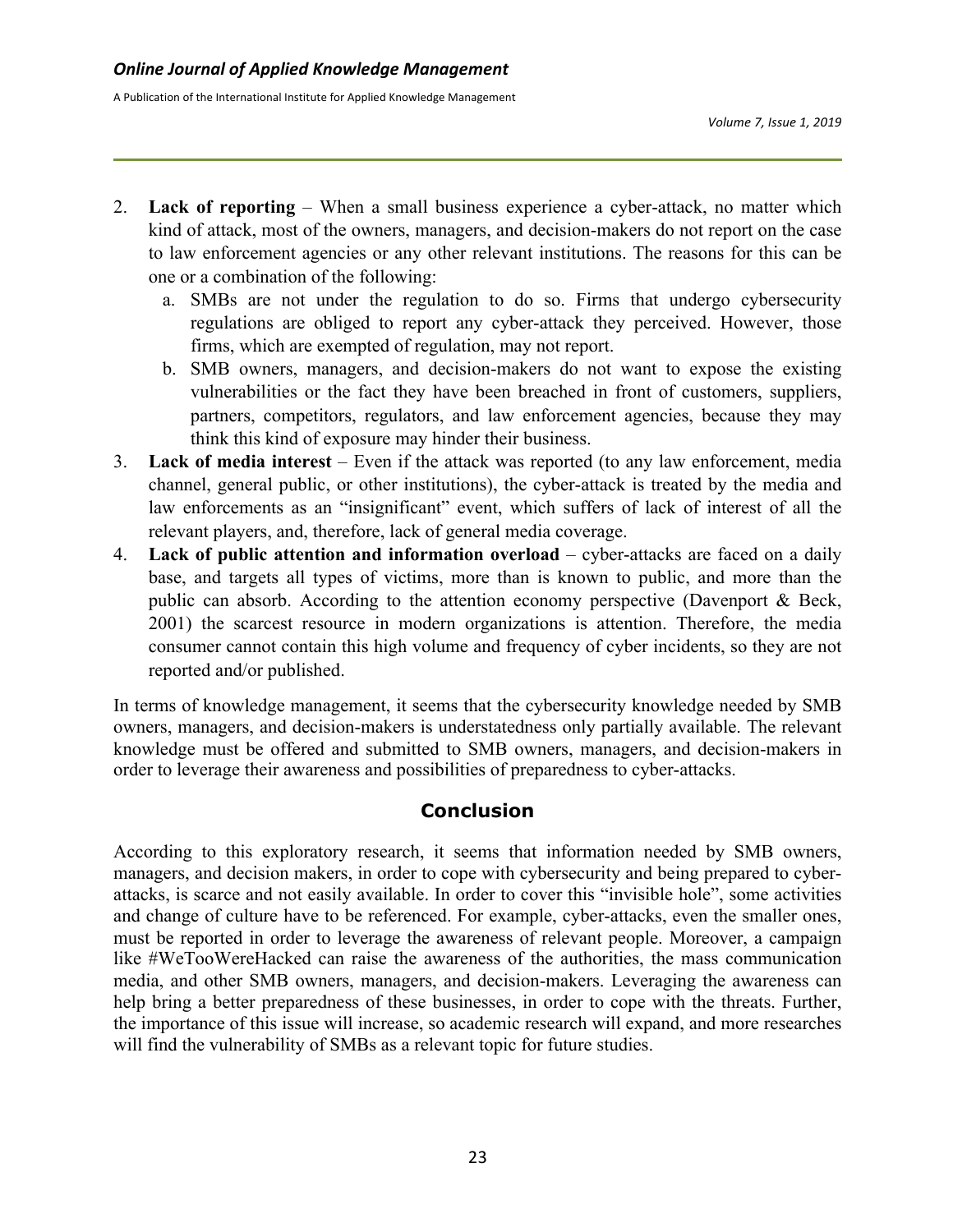2. **Lack of reporting** – When a small business experience a cyber-attack, no matter which kind of attack, most of the owners, managers, and decision-makers do not report on the case to law enforcement agencies or any other relevant institutions. The reasons for this can be one or a combination of the following:
    a. SMBs are not under the regulation to do so. Firms that undergo cybersecurity regulations are obliged to report any cyber-attack they perceived. However, those firms, which are exempted of regulation, may not report.
    b. SMB owners, managers, and decision-makers do not want to expose the existing vulnerabilities or the fact they have been breached in front of customers, suppliers, partners, competitors, regulators, and law enforcement agencies, because they may think this kind of exposure may hinder their business.
3. **Lack of media interest** – Even if the attack was reported (to any law enforcement, media channel, general public, or other institutions), the cyber-attack is treated by the media and law enforcements as an "insignificant" event, which suffers of lack of interest of all the relevant players, and, therefore, lack of general media coverage.
4. **Lack of public attention and information overload** – cyber-attacks are faced on a daily base, and targets all types of victims, more than is known to public, and more than the public can absorb. According to the attention economy perspective (Davenport & Beck, 2001) the scarcest resource in modern organizations is attention. Therefore, the media consumer cannot contain this high volume and frequency of cyber incidents, so they are not reported and/or published.

In terms of knowledge management, it seems that the cybersecurity knowledge needed by SMB owners, managers, and decision-makers is understatedness only partially available. The relevant knowledge must be offered and submitted to SMB owners, managers, and decision-makers in order to leverage their awareness and possibilities of preparedness to cyber-attacks.

## Conclusion

According to this exploratory research, it seems that information needed by SMB owners, managers, and decision makers, in order to cope with cybersecurity and being prepared to cyber-attacks, is scarce and not easily available. In order to cover this "invisible hole", some activities and change of culture have to be referenced. For example, cyber-attacks, even the smaller ones, must be reported in order to leverage the awareness of relevant people. Moreover, a campaign like #WeTooWereHacked can raise the awareness of the authorities, the mass communication media, and other SMB owners, managers, and decision-makers. Leveraging the awareness can help bring a better preparedness of these businesses, in order to cope with the threats. Further, the importance of this issue will increase, so academic research will expand, and more researches will find the vulnerability of SMBs as a relevant topic for future studies.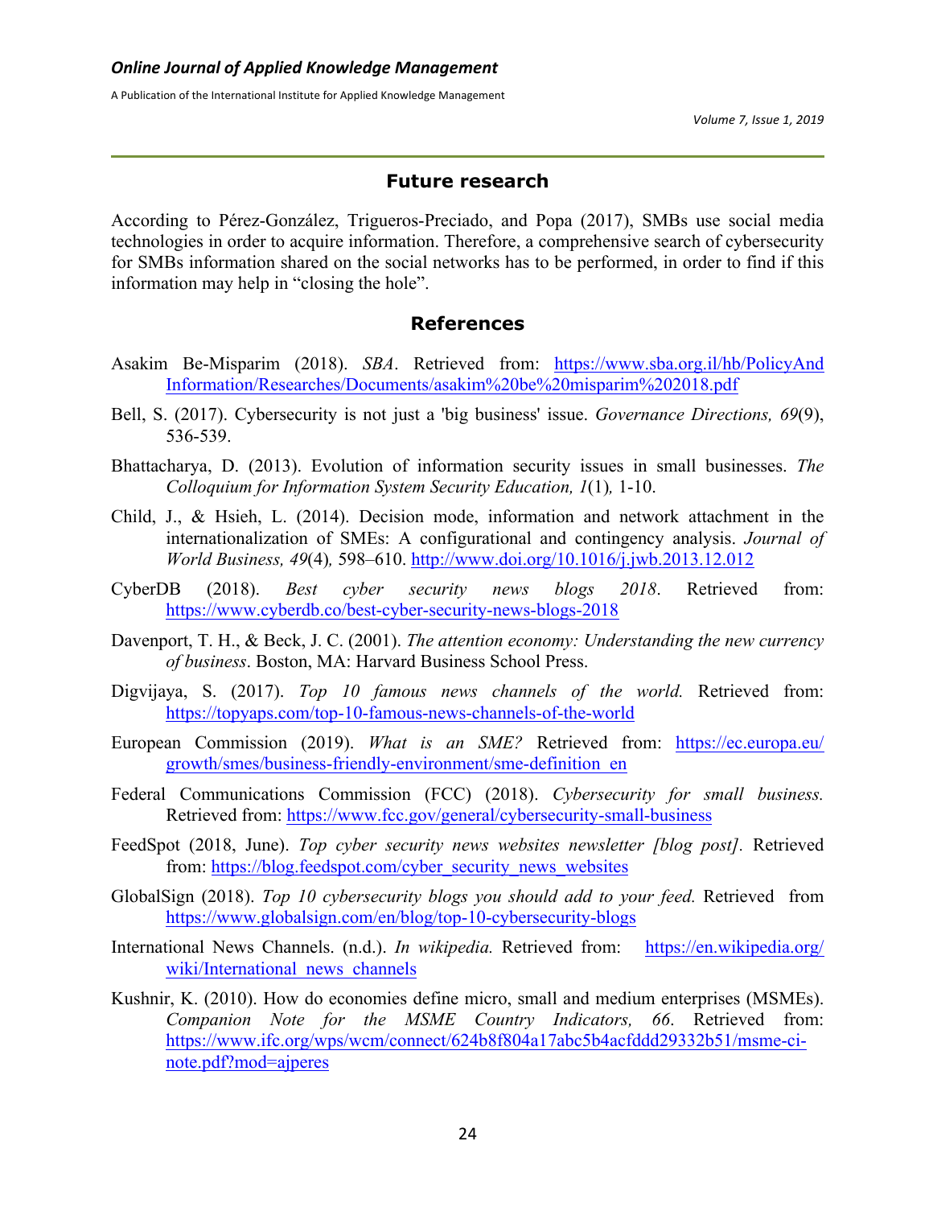## Future research

According to Pérez-González, Trigueros-Preciado, and Popa (2017), SMBs use social media technologies in order to acquire information. Therefore, a comprehensive search of cybersecurity for SMBs information shared on the social networks has to be performed, in order to find if this information may help in "closing the hole".

## References

Asakim Be-Misparim (2018). *SBA*. Retrieved from: https://www.sba.org.il/hb/PolicyAndInformation/Researches/Documents/asakim%20be%20misparim%202018.pdf

Bell, S. (2017). Cybersecurity is not just a 'big business' issue. *Governance Directions, 69*(9), 536-539.

Bhattacharya, D. (2013). Evolution of information security issues in small businesses. *The Colloquium for Information System Security Education, 1*(1)*,* 1-10.

Child, J., & Hsieh, L. (2014). Decision mode, information and network attachment in the internationalization of SMEs: A configurational and contingency analysis. *Journal of World Business, 49*(4)*,* 598–610. http://www.doi.org/10.1016/j.jwb.2013.12.012

CyberDB (2018). *Best cyber security news blogs 2018*. Retrieved from: https://www.cyberdb.co/best-cyber-security-news-blogs-2018

Davenport, T. H., & Beck, J. C. (2001). *The attention economy: Understanding the new currency of business*. Boston, MA: Harvard Business School Press.

Digvijaya, S. (2017). *Top 10 famous news channels of the world.* Retrieved from: https://topyaps.com/top-10-famous-news-channels-of-the-world

European Commission (2019). *What is an SME?* Retrieved from: https://ec.europa.eu/growth/smes/business-friendly-environment/sme-definition_en

Federal Communications Commission (FCC) (2018). *Cybersecurity for small business.* Retrieved from: https://www.fcc.gov/general/cybersecurity-small-business

FeedSpot (2018, June). *Top cyber security news websites newsletter [blog post].* Retrieved from: https://blog.feedspot.com/cyber_security_news_websites

GlobalSign (2018). *Top 10 cybersecurity blogs you should add to your feed.* Retrieved from https://www.globalsign.com/en/blog/top-10-cybersecurity-blogs

International News Channels. (n.d.). *In wikipedia.* Retrieved from: https://en.wikipedia.org/wiki/International_news_channels

Kushnir, K. (2010). How do economies define micro, small and medium enterprises (MSMEs). *Companion Note for the MSME Country Indicators, 66*. Retrieved from: https://www.ifc.org/wps/wcm/connect/624b8f804a17abc5b4acfddd29332b51/msme-ci-note.pdf?mod=ajperes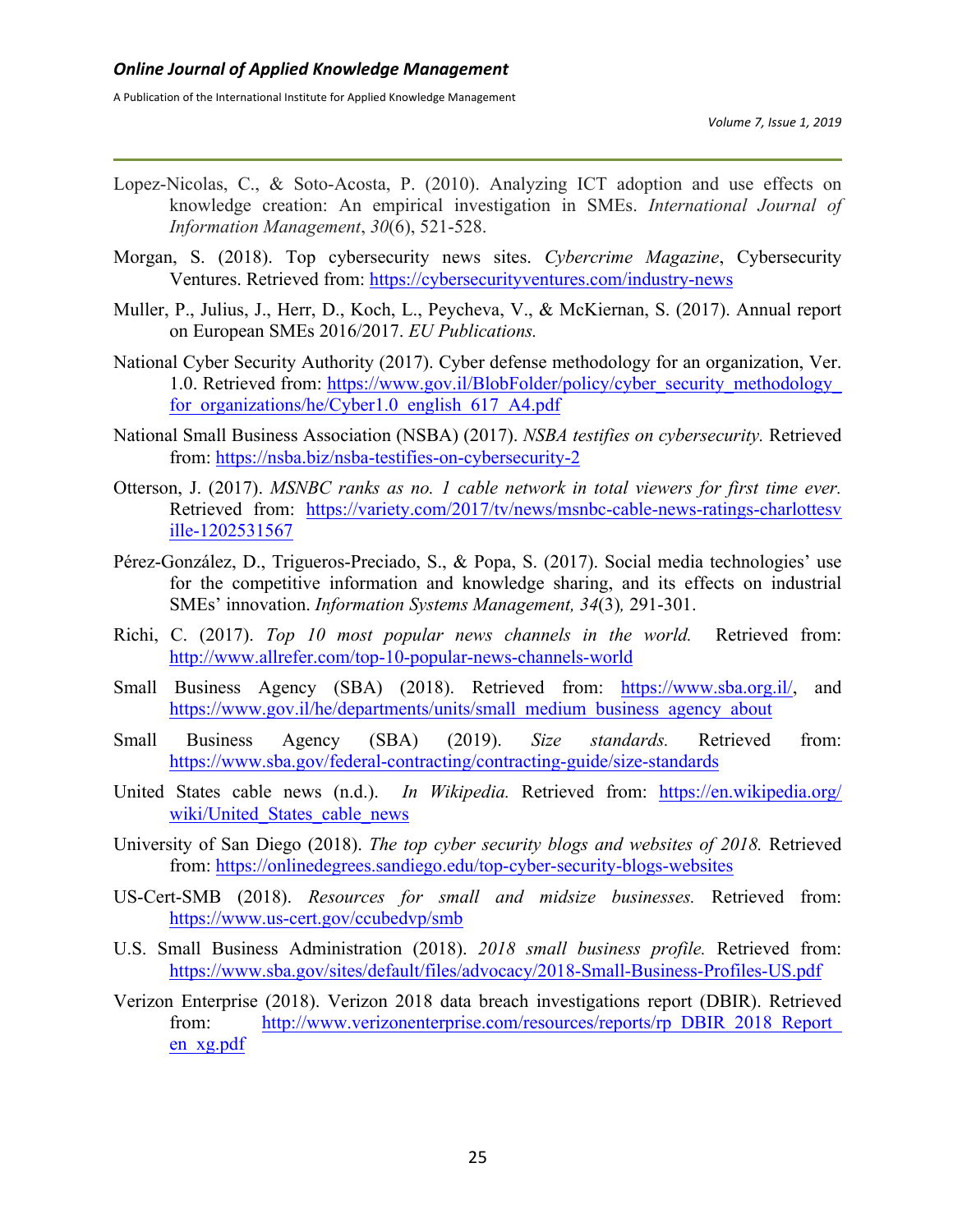Lopez-Nicolas, C., & Soto-Acosta, P. (2010). Analyzing ICT adoption and use effects on knowledge creation: An empirical investigation in SMEs. *International Journal of Information Management*, *30*(6), 521-528.

Morgan, S. (2018). Top cybersecurity news sites. *Cybercrime Magazine*, Cybersecurity Ventures. Retrieved from: https://cybersecurityventures.com/industry-news

Muller, P., Julius, J., Herr, D., Koch, L., Peycheva, V., & McKiernan, S. (2017). Annual report on European SMEs 2016/2017. *EU Publications.*

National Cyber Security Authority (2017). Cyber defense methodology for an organization, Ver. 1.0. Retrieved from: https://www.gov.il/BlobFolder/policy/cyber_security_methodology_for_organizations/he/Cyber1.0_english_617_A4.pdf

National Small Business Association (NSBA) (2017). *NSBA testifies on cybersecurity.* Retrieved from: https://nsba.biz/nsba-testifies-on-cybersecurity-2

Otterson, J. (2017). *MSNBC ranks as no. 1 cable network in total viewers for first time ever.* Retrieved from: https://variety.com/2017/tv/news/msnbc-cable-news-ratings-charlottesville-1202531567

Pérez-González, D., Trigueros-Preciado, S., & Popa, S. (2017). Social media technologies' use for the competitive information and knowledge sharing, and its effects on industrial SMEs' innovation. *Information Systems Management, 34*(3)*,* 291-301.

Richi, C. (2017). *Top 10 most popular news channels in the world.* Retrieved from: http://www.allrefer.com/top-10-popular-news-channels-world

Small Business Agency (SBA) (2018). Retrieved from: https://www.sba.org.il/, and https://www.gov.il/he/departments/units/small_medium_business_agency_about

Small Business Agency (SBA) (2019). *Size standards.* Retrieved from: https://www.sba.gov/federal-contracting/contracting-guide/size-standards

United States cable news (n.d.). *In Wikipedia.* Retrieved from: https://en.wikipedia.org/wiki/United_States_cable_news

University of San Diego (2018). *The top cyber security blogs and websites of 2018.* Retrieved from: https://onlinedegrees.sandiego.edu/top-cyber-security-blogs-websites

US-Cert-SMB (2018). *Resources for small and midsize businesses.* Retrieved from: https://www.us-cert.gov/ccubedvp/smb

U.S. Small Business Administration (2018). *2018 small business profile.* Retrieved from: https://www.sba.gov/sites/default/files/advocacy/2018-Small-Business-Profiles-US.pdf

Verizon Enterprise (2018). Verizon 2018 data breach investigations report (DBIR). Retrieved from: http://www.verizonenterprise.com/resources/reports/rp_DBIR_2018_Report_en_xg.pdf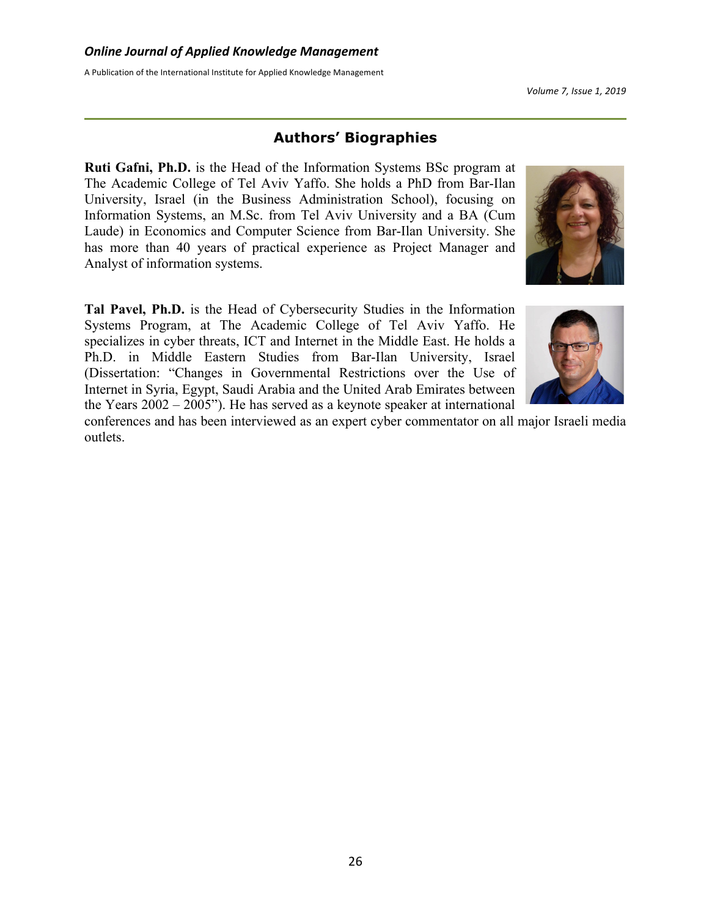## Authors' Biographies

**Ruti Gafni, Ph.D.** is the Head of the Information Systems BSc program at The Academic College of Tel Aviv Yaffo. She holds a PhD from Bar-Ilan University, Israel (in the Business Administration School), focusing on Information Systems, an M.Sc. from Tel Aviv University and a BA (Cum Laude) in Economics and Computer Science from Bar-Ilan University. She has more than 40 years of practical experience as Project Manager and Analyst of information systems.

**Tal Pavel, Ph.D.** is the Head of Cybersecurity Studies in the Information Systems Program, at The Academic College of Tel Aviv Yaffo. He specializes in cyber threats, ICT and Internet in the Middle East. He holds a Ph.D. in Middle Eastern Studies from Bar-Ilan University, Israel (Dissertation: "Changes in Governmental Restrictions over the Use of Internet in Syria, Egypt, Saudi Arabia and the United Arab Emirates between the Years 2002 – 2005"). He has served as a keynote speaker at international conferences and has been interviewed as an expert cyber commentator on all major Israeli media outlets.